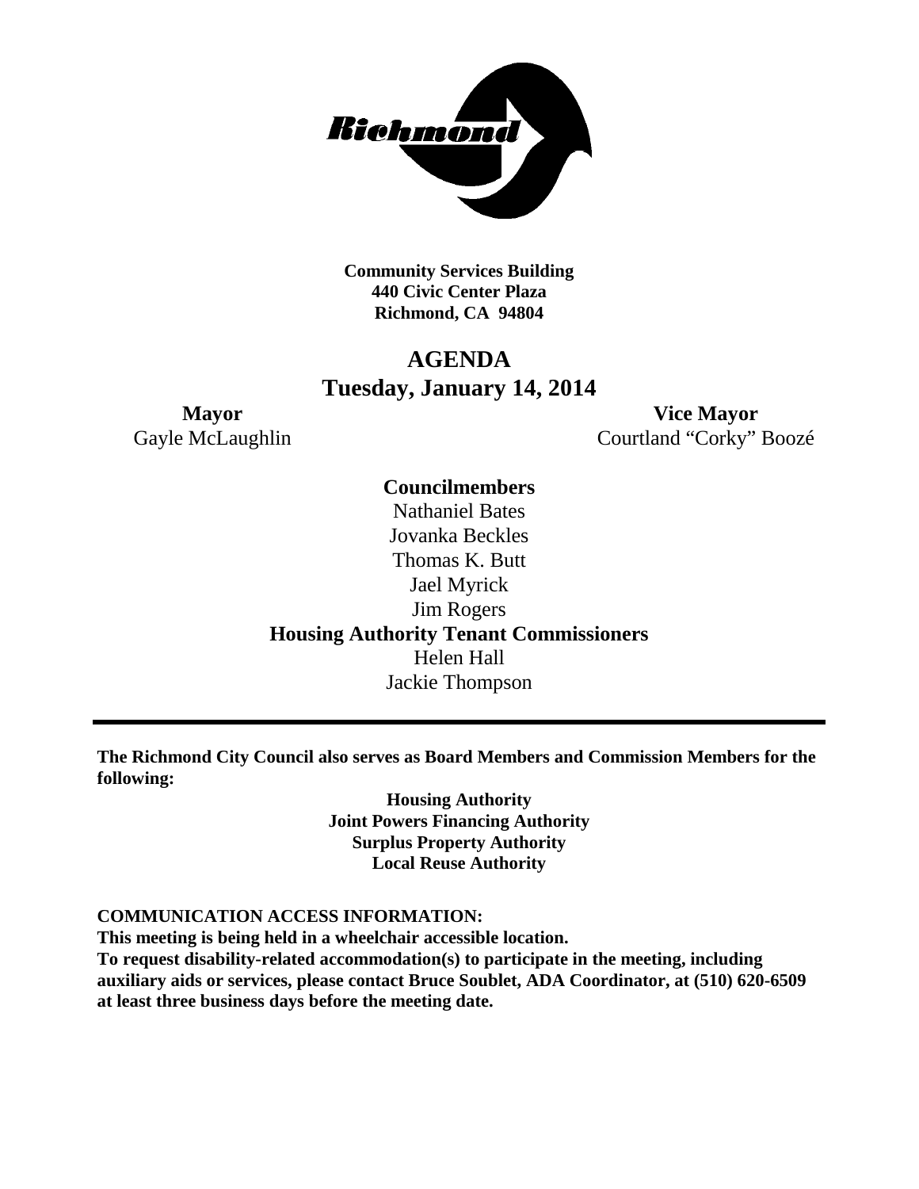**Community Services Building**
**440 Civic Center Plaza**
**Richmond, CA 94804**

# AGENDA
## Tuesday, January 14, 2014

**Mayor**
Gayle McLaughlin

**Vice Mayor**
Courtland "Corky" Boozé

**Councilmembers**
Nathaniel Bates
Jovanka Beckles
Thomas K. Butt
Jael Myrick
Jim Rogers

**Housing Authority Tenant Commissioners**
Helen Hall
Jackie Thompson

---

**The Richmond City Council also serves as Board Members and Commission Members for the following:**

**Housing Authority**
**Joint Powers Financing Authority**
**Surplus Property Authority**
**Local Reuse Authority**

**COMMUNICATION ACCESS INFORMATION:**
**This meeting is being held in a wheelchair accessible location.**
**To request disability-related accommodation(s) to participate in the meeting, including auxiliary aids or services, please contact Bruce Soublet, ADA Coordinator, at (510) 620-6509 at least three business days before the meeting date.**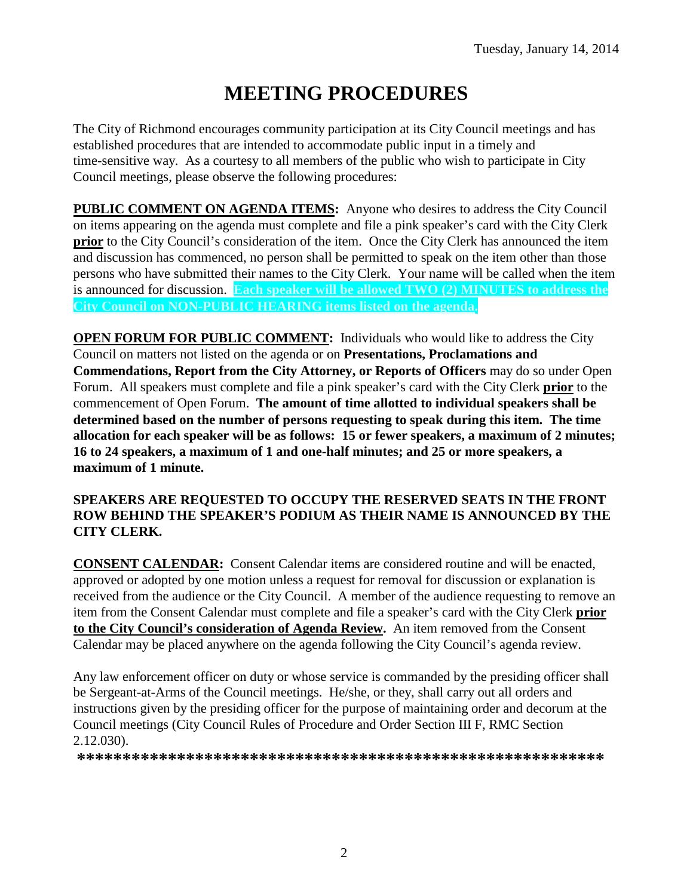Tuesday, January 14, 2014

# MEETING PROCEDURES

The City of Richmond encourages community participation at its City Council meetings and has established procedures that are intended to accommodate public input in a timely and time-sensitive way. As a courtesy to all members of the public who wish to participate in City Council meetings, please observe the following procedures:

**PUBLIC COMMENT ON AGENDA ITEMS:** Anyone who desires to address the City Council on items appearing on the agenda must complete and file a pink speaker's card with the City Clerk **prior** to the City Council's consideration of the item. Once the City Clerk has announced the item and discussion has commenced, no person shall be permitted to speak on the item other than those persons who have submitted their names to the City Clerk. Your name will be called when the item is announced for discussion. **Each speaker will be allowed TWO (2) MINUTES to address the City Council on NON-PUBLIC HEARING items listed on the agenda.**

**OPEN FORUM FOR PUBLIC COMMENT:** Individuals who would like to address the City Council on matters not listed on the agenda or on **Presentations, Proclamations and Commendations, Report from the City Attorney, or Reports of Officers** may do so under Open Forum. All speakers must complete and file a pink speaker's card with the City Clerk **prior** to the commencement of Open Forum. **The amount of time allotted to individual speakers shall be determined based on the number of persons requesting to speak during this item. The time allocation for each speaker will be as follows: 15 or fewer speakers, a maximum of 2 minutes; 16 to 24 speakers, a maximum of 1 and one-half minutes; and 25 or more speakers, a maximum of 1 minute.**

**SPEAKERS ARE REQUESTED TO OCCUPY THE RESERVED SEATS IN THE FRONT ROW BEHIND THE SPEAKER'S PODIUM AS THEIR NAME IS ANNOUNCED BY THE CITY CLERK.**

**CONSENT CALENDAR:** Consent Calendar items are considered routine and will be enacted, approved or adopted by one motion unless a request for removal for discussion or explanation is received from the audience or the City Council. A member of the audience requesting to remove an item from the Consent Calendar must complete and file a speaker's card with the City Clerk **prior to the City Council's consideration of Agenda Review.** An item removed from the Consent Calendar may be placed anywhere on the agenda following the City Council's agenda review.

Any law enforcement officer on duty or whose service is commanded by the presiding officer shall be Sergeant-at-Arms of the Council meetings. He/she, or they, shall carry out all orders and instructions given by the presiding officer for the purpose of maintaining order and decorum at the Council meetings (City Council Rules of Procedure and Order Section III F, RMC Section 2.12.030).

**************************************************************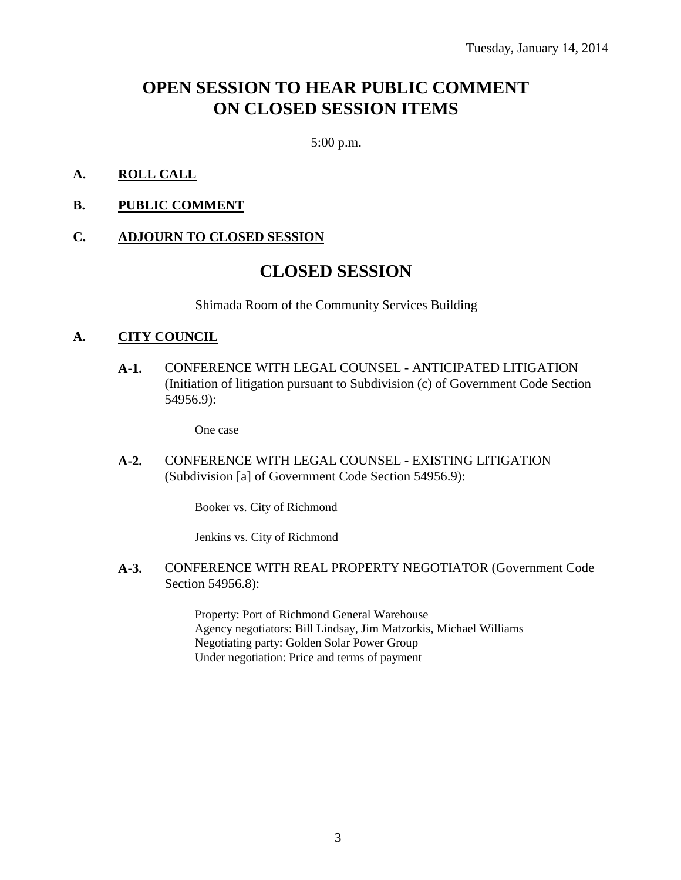Tuesday, January 14, 2014

# OPEN SESSION TO HEAR PUBLIC COMMENT ON CLOSED SESSION ITEMS

5:00 p.m.

**A. ROLL CALL**

**B. PUBLIC COMMENT**

**C. ADJOURN TO CLOSED SESSION**

# CLOSED SESSION

Shimada Room of the Community Services Building

**A. CITY COUNCIL**

**A-1.** CONFERENCE WITH LEGAL COUNSEL - ANTICIPATED LITIGATION (Initiation of litigation pursuant to Subdivision (c) of Government Code Section 54956.9):

One case

**A-2.** CONFERENCE WITH LEGAL COUNSEL - EXISTING LITIGATION (Subdivision [a] of Government Code Section 54956.9):

Booker vs. City of Richmond

Jenkins vs. City of Richmond

**A-3.** CONFERENCE WITH REAL PROPERTY NEGOTIATOR (Government Code Section 54956.8):

Property: Port of Richmond General Warehouse
Agency negotiators: Bill Lindsay, Jim Matzorkis, Michael Williams
Negotiating party: Golden Solar Power Group
Under negotiation: Price and terms of payment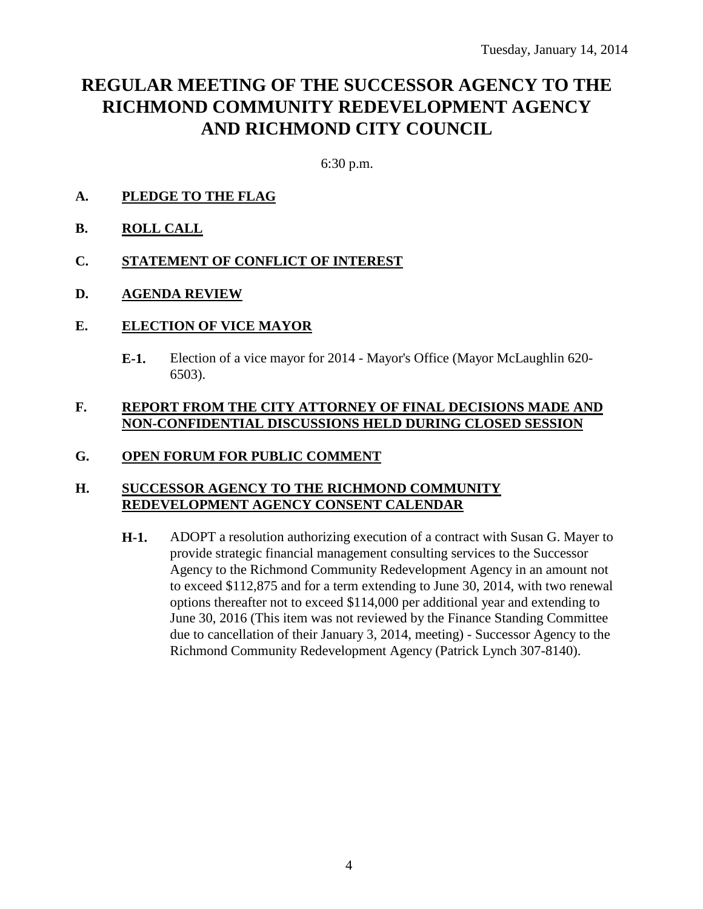Tuesday, January 14, 2014

# REGULAR MEETING OF THE SUCCESSOR AGENCY TO THE RICHMOND COMMUNITY REDEVELOPMENT AGENCY AND RICHMOND CITY COUNCIL

6:30 p.m.

**A. PLEDGE TO THE FLAG**

**B. ROLL CALL**

**C. STATEMENT OF CONFLICT OF INTEREST**

**D. AGENDA REVIEW**

**E. ELECTION OF VICE MAYOR**

**E-1.** Election of a vice mayor for 2014 - Mayor's Office (Mayor McLaughlin 620-6503).

**F. REPORT FROM THE CITY ATTORNEY OF FINAL DECISIONS MADE AND NON-CONFIDENTIAL DISCUSSIONS HELD DURING CLOSED SESSION**

**G. OPEN FORUM FOR PUBLIC COMMENT**

**H. SUCCESSOR AGENCY TO THE RICHMOND COMMUNITY REDEVELOPMENT AGENCY CONSENT CALENDAR**

**H-1.** ADOPT a resolution authorizing execution of a contract with Susan G. Mayer to provide strategic financial management consulting services to the Successor Agency to the Richmond Community Redevelopment Agency in an amount not to exceed $112,875 and for a term extending to June 30, 2014, with two renewal options thereafter not to exceed $114,000 per additional year and extending to June 30, 2016 (This item was not reviewed by the Finance Standing Committee due to cancellation of their January 3, 2014, meeting) - Successor Agency to the Richmond Community Redevelopment Agency (Patrick Lynch 307-8140).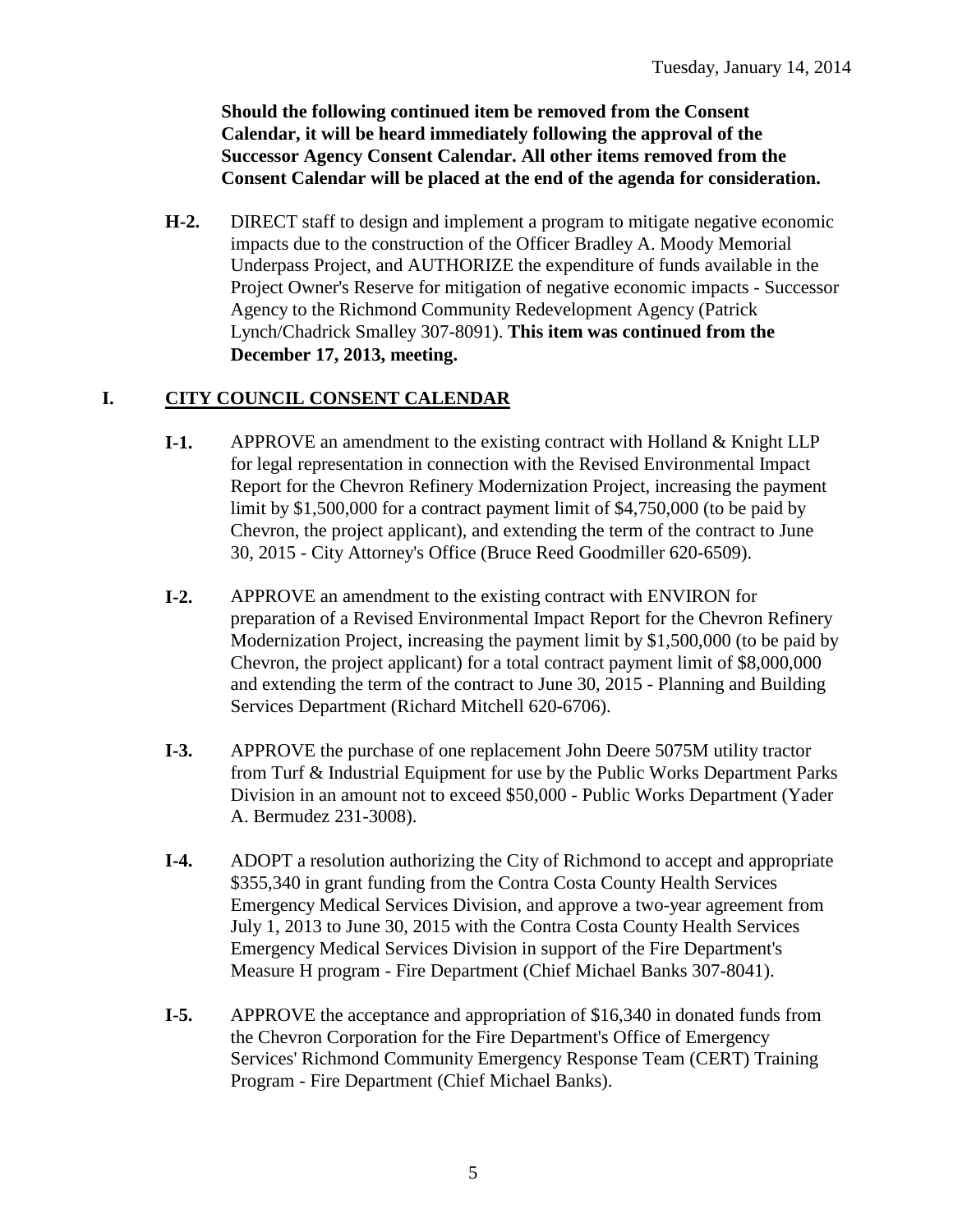**Should the following continued item be removed from the Consent Calendar, it will be heard immediately following the approval of the Successor Agency Consent Calendar. All other items removed from the Consent Calendar will be placed at the end of the agenda for consideration.**

**H-2.** DIRECT staff to design and implement a program to mitigate negative economic impacts due to the construction of the Officer Bradley A. Moody Memorial Underpass Project, and AUTHORIZE the expenditure of funds available in the Project Owner's Reserve for mitigation of negative economic impacts - Successor Agency to the Richmond Community Redevelopment Agency (Patrick Lynch/Chadrick Smalley 307-8091). **This item was continued from the December 17, 2013, meeting.**

## I. CITY COUNCIL CONSENT CALENDAR

**I-1.** APPROVE an amendment to the existing contract with Holland & Knight LLP for legal representation in connection with the Revised Environmental Impact Report for the Chevron Refinery Modernization Project, increasing the payment limit by $1,500,000 for a contract payment limit of $4,750,000 (to be paid by Chevron, the project applicant), and extending the term of the contract to June 30, 2015 - City Attorney's Office (Bruce Reed Goodmiller 620-6509).

**I-2.** APPROVE an amendment to the existing contract with ENVIRON for preparation of a Revised Environmental Impact Report for the Chevron Refinery Modernization Project, increasing the payment limit by $1,500,000 (to be paid by Chevron, the project applicant) for a total contract payment limit of $8,000,000 and extending the term of the contract to June 30, 2015 - Planning and Building Services Department (Richard Mitchell 620-6706).

**I-3.** APPROVE the purchase of one replacement John Deere 5075M utility tractor from Turf & Industrial Equipment for use by the Public Works Department Parks Division in an amount not to exceed $50,000 - Public Works Department (Yader A. Bermudez 231-3008).

**I-4.** ADOPT a resolution authorizing the City of Richmond to accept and appropriate $355,340 in grant funding from the Contra Costa County Health Services Emergency Medical Services Division, and approve a two-year agreement from July 1, 2013 to June 30, 2015 with the Contra Costa County Health Services Emergency Medical Services Division in support of the Fire Department's Measure H program - Fire Department (Chief Michael Banks 307-8041).

**I-5.** APPROVE the acceptance and appropriation of $16,340 in donated funds from the Chevron Corporation for the Fire Department's Office of Emergency Services' Richmond Community Emergency Response Team (CERT) Training Program - Fire Department (Chief Michael Banks).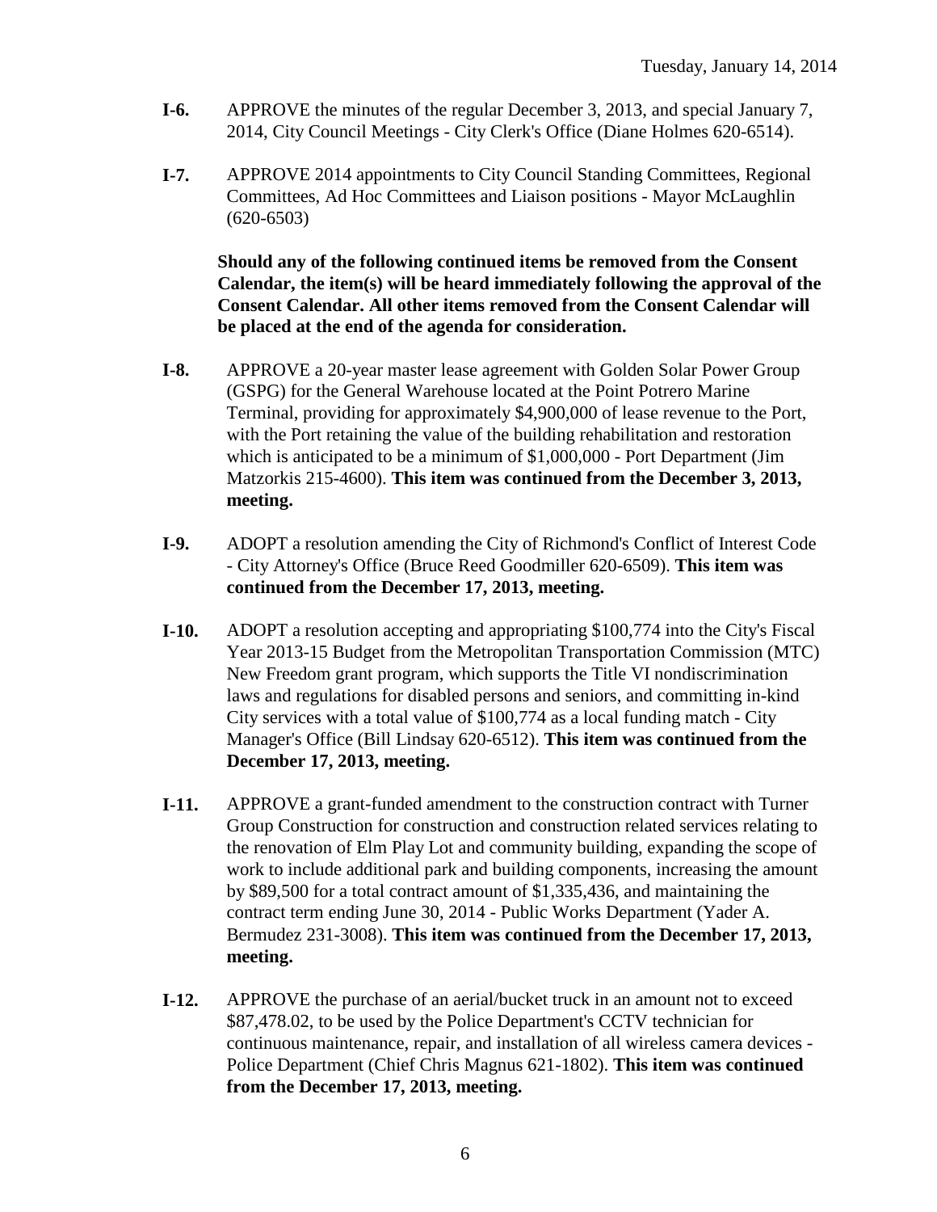**I-6.** APPROVE the minutes of the regular December 3, 2013, and special January 7, 2014, City Council Meetings - City Clerk's Office (Diane Holmes 620-6514).

**I-7.** APPROVE 2014 appointments to City Council Standing Committees, Regional Committees, Ad Hoc Committees and Liaison positions - Mayor McLaughlin (620-6503)

**Should any of the following continued items be removed from the Consent Calendar, the item(s) will be heard immediately following the approval of the Consent Calendar. All other items removed from the Consent Calendar will be placed at the end of the agenda for consideration.**

**I-8.** APPROVE a 20-year master lease agreement with Golden Solar Power Group (GSPG) for the General Warehouse located at the Point Potrero Marine Terminal, providing for approximately $4,900,000 of lease revenue to the Port, with the Port retaining the value of the building rehabilitation and restoration which is anticipated to be a minimum of $1,000,000 - Port Department (Jim Matzorkis 215-4600). **This item was continued from the December 3, 2013, meeting.**

**I-9.** ADOPT a resolution amending the City of Richmond's Conflict of Interest Code - City Attorney's Office (Bruce Reed Goodmiller 620-6509). **This item was continued from the December 17, 2013, meeting.**

**I-10.** ADOPT a resolution accepting and appropriating $100,774 into the City's Fiscal Year 2013-15 Budget from the Metropolitan Transportation Commission (MTC) New Freedom grant program, which supports the Title VI nondiscrimination laws and regulations for disabled persons and seniors, and committing in-kind City services with a total value of $100,774 as a local funding match - City Manager's Office (Bill Lindsay 620-6512). **This item was continued from the December 17, 2013, meeting.**

**I-11.** APPROVE a grant-funded amendment to the construction contract with Turner Group Construction for construction and construction related services relating to the renovation of Elm Play Lot and community building, expanding the scope of work to include additional park and building components, increasing the amount by $89,500 for a total contract amount of $1,335,436, and maintaining the contract term ending June 30, 2014 - Public Works Department (Yader A. Bermudez 231-3008). **This item was continued from the December 17, 2013, meeting.**

**I-12.** APPROVE the purchase of an aerial/bucket truck in an amount not to exceed $87,478.02, to be used by the Police Department's CCTV technician for continuous maintenance, repair, and installation of all wireless camera devices - Police Department (Chief Chris Magnus 621-1802). **This item was continued from the December 17, 2013, meeting.**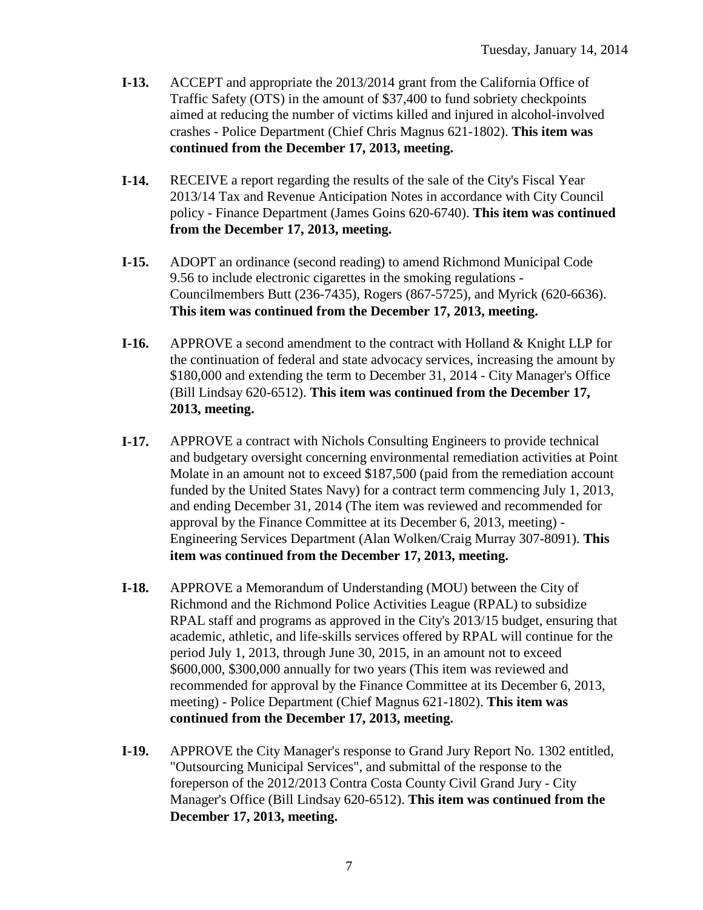**I-13.** ACCEPT and appropriate the 2013/2014 grant from the California Office of Traffic Safety (OTS) in the amount of $37,400 to fund sobriety checkpoints aimed at reducing the number of victims killed and injured in alcohol-involved crashes - Police Department (Chief Chris Magnus 621-1802). **This item was continued from the December 17, 2013, meeting.**

**I-14.** RECEIVE a report regarding the results of the sale of the City's Fiscal Year 2013/14 Tax and Revenue Anticipation Notes in accordance with City Council policy - Finance Department (James Goins 620-6740). **This item was continued from the December 17, 2013, meeting.**

**I-15.** ADOPT an ordinance (second reading) to amend Richmond Municipal Code 9.56 to include electronic cigarettes in the smoking regulations - Councilmembers Butt (236-7435), Rogers (867-5725), and Myrick (620-6636). **This item was continued from the December 17, 2013, meeting.**

**I-16.** APPROVE a second amendment to the contract with Holland & Knight LLP for the continuation of federal and state advocacy services, increasing the amount by $180,000 and extending the term to December 31, 2014 - City Manager's Office (Bill Lindsay 620-6512). **This item was continued from the December 17, 2013, meeting.**

**I-17.** APPROVE a contract with Nichols Consulting Engineers to provide technical and budgetary oversight concerning environmental remediation activities at Point Molate in an amount not to exceed $187,500 (paid from the remediation account funded by the United States Navy) for a contract term commencing July 1, 2013, and ending December 31, 2014 (The item was reviewed and recommended for approval by the Finance Committee at its December 6, 2013, meeting) - Engineering Services Department (Alan Wolken/Craig Murray 307-8091). **This item was continued from the December 17, 2013, meeting.**

**I-18.** APPROVE a Memorandum of Understanding (MOU) between the City of Richmond and the Richmond Police Activities League (RPAL) to subsidize RPAL staff and programs as approved in the City's 2013/15 budget, ensuring that academic, athletic, and life-skills services offered by RPAL will continue for the period July 1, 2013, through June 30, 2015, in an amount not to exceed $600,000, $300,000 annually for two years (This item was reviewed and recommended for approval by the Finance Committee at its December 6, 2013, meeting) - Police Department (Chief Magnus 621-1802). **This item was continued from the December 17, 2013, meeting.**

**I-19.** APPROVE the City Manager's response to Grand Jury Report No. 1302 entitled, "Outsourcing Municipal Services", and submittal of the response to the foreperson of the 2012/2013 Contra Costa County Civil Grand Jury - City Manager's Office (Bill Lindsay 620-6512). **This item was continued from the December 17, 2013, meeting.**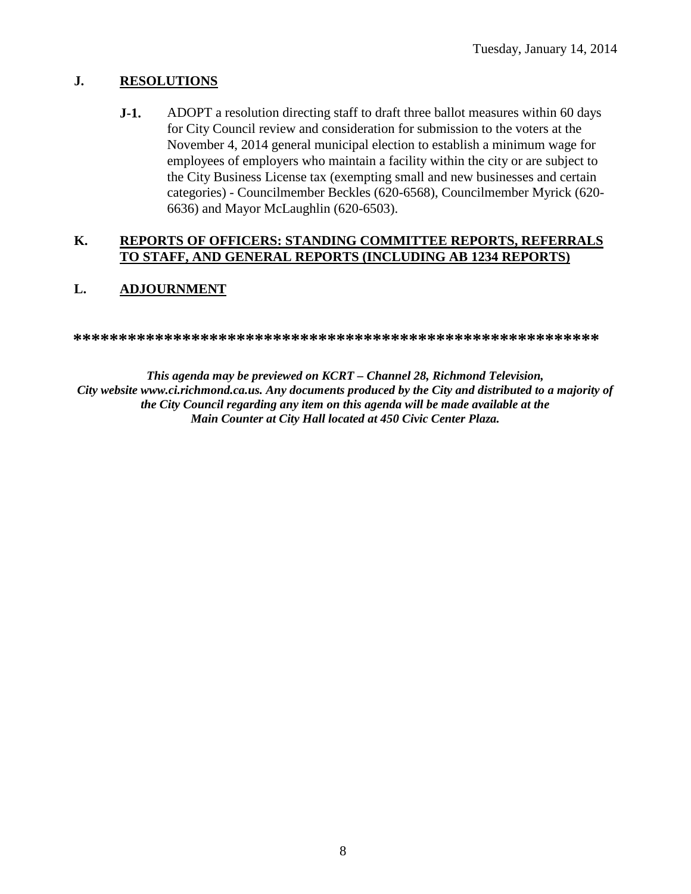## J. RESOLUTIONS

**J-1.** ADOPT a resolution directing staff to draft three ballot measures within 60 days for City Council review and consideration for submission to the voters at the November 4, 2014 general municipal election to establish a minimum wage for employees of employers who maintain a facility within the city or are subject to the City Business License tax (exempting small and new businesses and certain categories) - Councilmember Beckles (620-6568), Councilmember Myrick (620-6636) and Mayor McLaughlin (620-6503).

## K. REPORTS OF OFFICERS: STANDING COMMITTEE REPORTS, REFERRALS TO STAFF, AND GENERAL REPORTS (INCLUDING AB 1234 REPORTS)

## L. ADJOURNMENT

**********************************************************

***This agenda may be previewed on KCRT – Channel 28, Richmond Television, City website www.ci.richmond.ca.us. Any documents produced by the City and distributed to a majority of the City Council regarding any item on this agenda will be made available at the Main Counter at City Hall located at 450 Civic Center Plaza.***